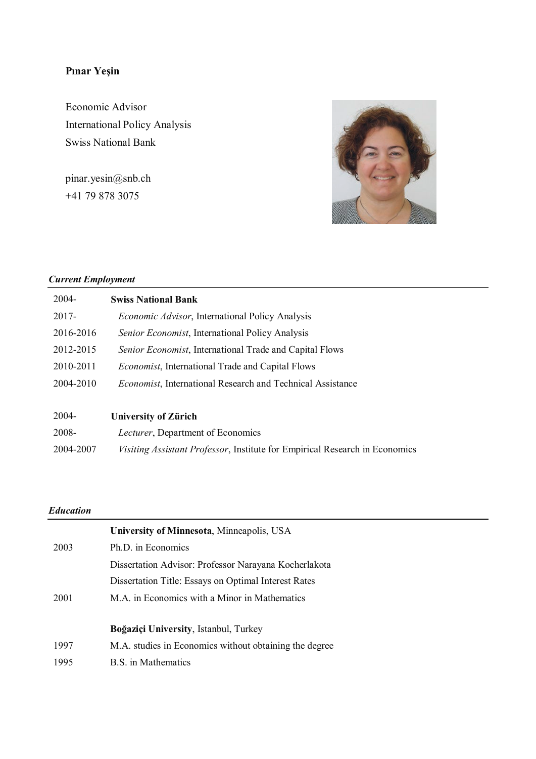**Pınar Yeşin**

Economic Advisor
International Policy Analysis
Swiss National Bank

pinar.yesin@snb.ch
+41 79 878 3075

***Current Employment***

| | |
|---|---|
| 2004- | **Swiss National Bank** |
| 2017- | *Economic Advisor*, International Policy Analysis |
| 2016-2016 | *Senior Economist*, International Policy Analysis |
| 2012-2015 | *Senior Economist*, International Trade and Capital Flows |
| 2010-2011 | *Economist*, International Trade and Capital Flows |
| 2004-2010 | *Economist*, International Research and Technical Assistance |
| | |
| 2004- | **University of Zürich** |
| 2008- | *Lecturer*, Department of Economics |
| 2004-2007 | *Visiting Assistant Professor*, Institute for Empirical Research in Economics |

***Education***

| | |
|---|---|
| | **University of Minnesota**, Minneapolis, USA |
| 2003 | Ph.D. in Economics |
| | Dissertation Advisor: Professor Narayana Kocherlakota |
| | Dissertation Title: Essays on Optimal Interest Rates |
| 2001 | M.A. in Economics with a Minor in Mathematics |
| | |
| | **Boğaziçi University**, Istanbul, Turkey |
| 1997 | M.A. studies in Economics without obtaining the degree |
| 1995 | B.S. in Mathematics |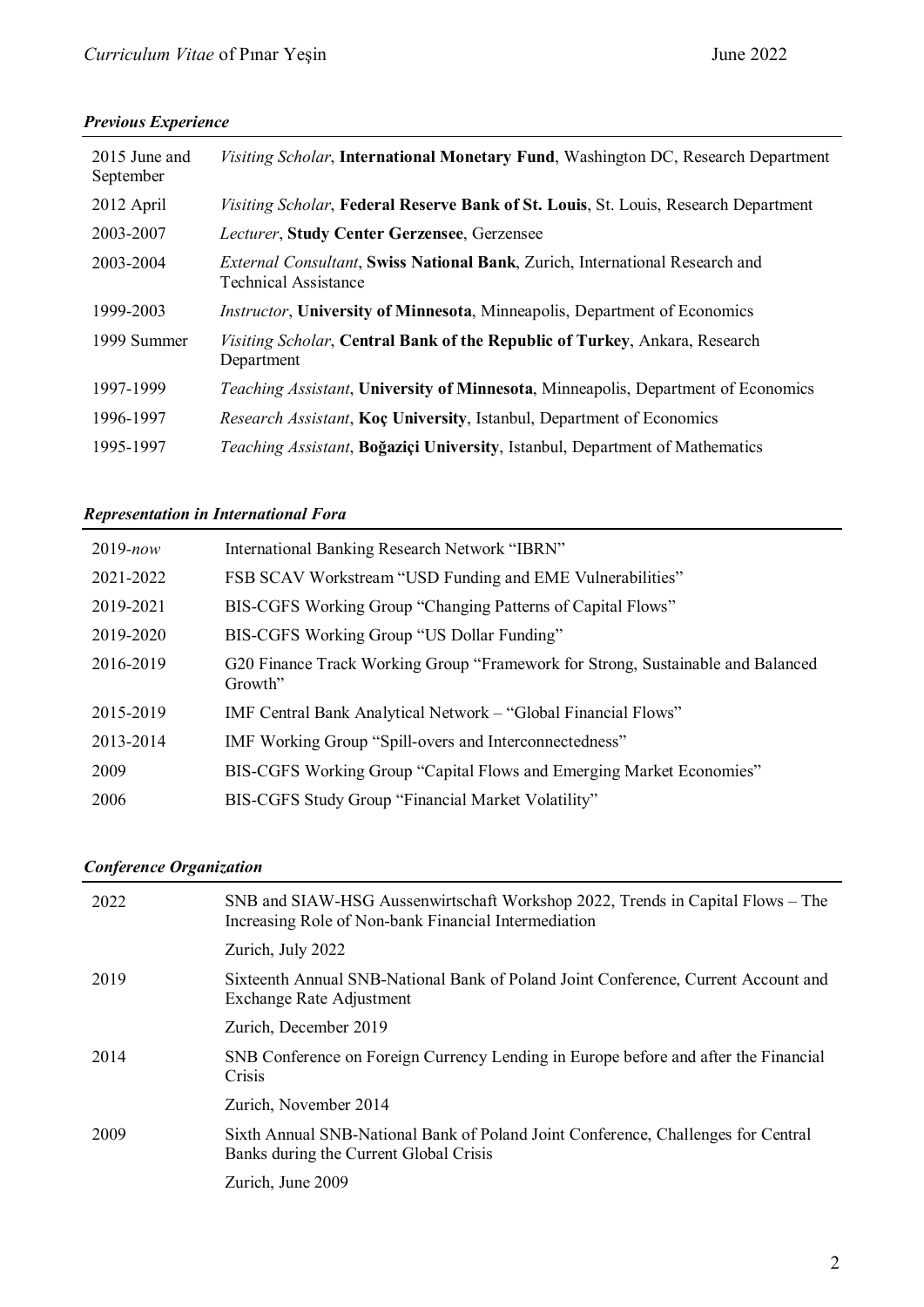### *Previous Experience*

| | |
|---|---|
| 2015 June and September | *Visiting Scholar*, **International Monetary Fund**, Washington DC, Research Department |
| 2012 April | *Visiting Scholar*, **Federal Reserve Bank of St. Louis**, St. Louis, Research Department |
| 2003-2007 | *Lecturer*, **Study Center Gerzensee**, Gerzensee |
| 2003-2004 | *External Consultant*, **Swiss National Bank**, Zurich, International Research and Technical Assistance |
| 1999-2003 | *Instructor*, **University of Minnesota**, Minneapolis, Department of Economics |
| 1999 Summer | *Visiting Scholar*, **Central Bank of the Republic of Turkey**, Ankara, Research Department |
| 1997-1999 | *Teaching Assistant*, **University of Minnesota**, Minneapolis, Department of Economics |
| 1996-1997 | *Research Assistant*, **Koç University**, Istanbul, Department of Economics |
| 1995-1997 | *Teaching Assistant*, **Boğaziçi University**, Istanbul, Department of Mathematics |

### *Representation in International Fora*

| | |
|---|---|
| 2019-*now* | International Banking Research Network "IBRN" |
| 2021-2022 | FSB SCAV Workstream "USD Funding and EME Vulnerabilities" |
| 2019-2021 | BIS-CGFS Working Group "Changing Patterns of Capital Flows" |
| 2019-2020 | BIS-CGFS Working Group "US Dollar Funding" |
| 2016-2019 | G20 Finance Track Working Group "Framework for Strong, Sustainable and Balanced Growth" |
| 2015-2019 | IMF Central Bank Analytical Network – "Global Financial Flows" |
| 2013-2014 | IMF Working Group "Spill-overs and Interconnectedness" |
| 2009 | BIS-CGFS Working Group "Capital Flows and Emerging Market Economies" |
| 2006 | BIS-CGFS Study Group "Financial Market Volatility" |

### *Conference Organization*

| | |
|---|---|
| 2022 | SNB and SIAW-HSG Aussenwirtschaft Workshop 2022, Trends in Capital Flows – The Increasing Role of Non-bank Financial Intermediation<br>Zurich, July 2022 |
| 2019 | Sixteenth Annual SNB-National Bank of Poland Joint Conference, Current Account and Exchange Rate Adjustment<br>Zurich, December 2019 |
| 2014 | SNB Conference on Foreign Currency Lending in Europe before and after the Financial Crisis<br>Zurich, November 2014 |
| 2009 | Sixth Annual SNB-National Bank of Poland Joint Conference, Challenges for Central Banks during the Current Global Crisis<br>Zurich, June 2009 |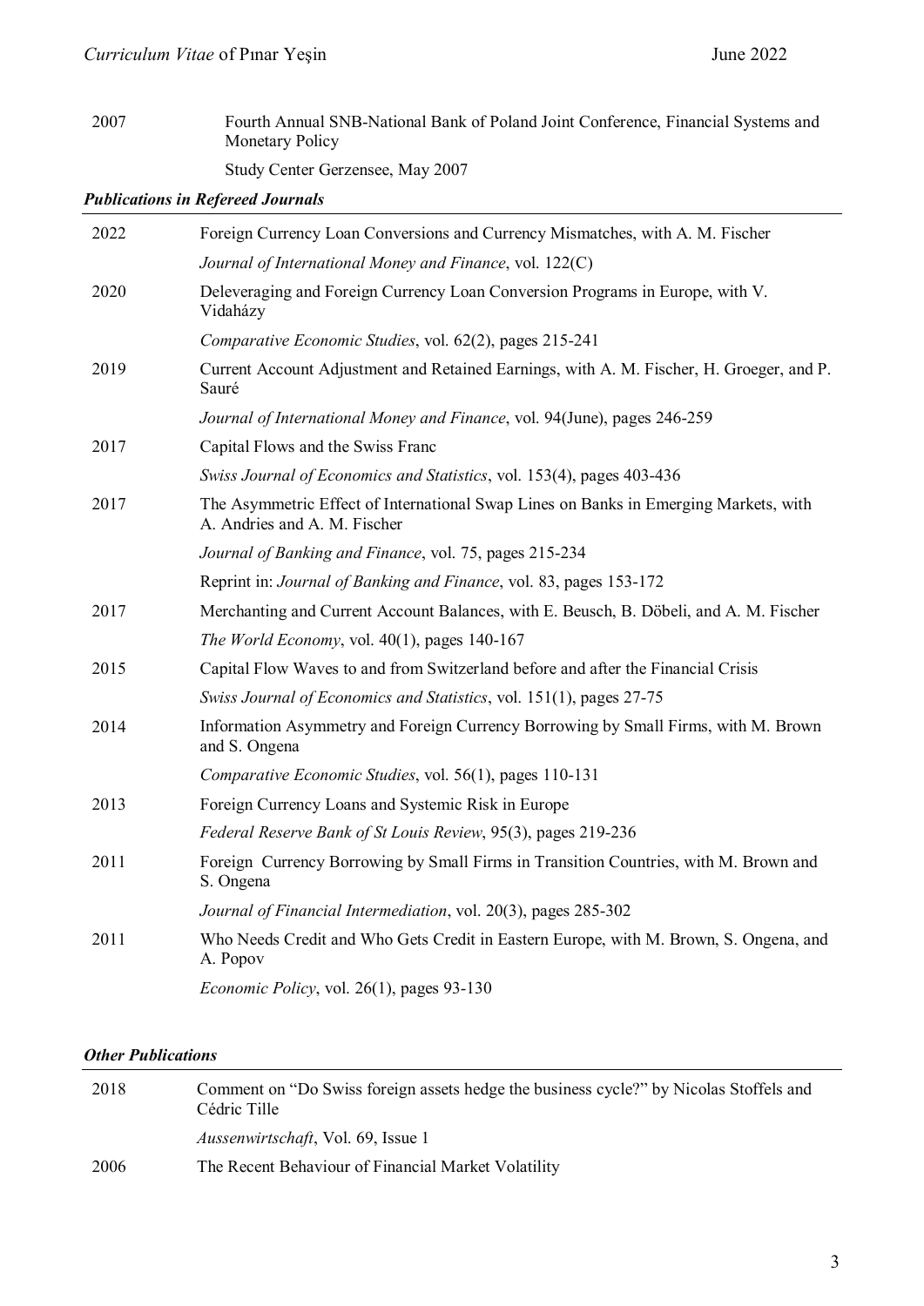2007 Fourth Annual SNB-National Bank of Poland Joint Conference, Financial Systems and Monetary Policy

Study Center Gerzensee, May 2007

### *Publications in Refereed Journals*

| | |
|---|---|
| 2022 | Foreign Currency Loan Conversions and Currency Mismatches, with A. M. Fischer |
| | *Journal of International Money and Finance*, vol. 122(C) |
| 2020 | Deleveraging and Foreign Currency Loan Conversion Programs in Europe, with V. Vidaházy |
| | *Comparative Economic Studies*, vol. 62(2), pages 215-241 |
| 2019 | Current Account Adjustment and Retained Earnings, with A. M. Fischer, H. Groeger, and P. Sauré |
| | *Journal of International Money and Finance*, vol. 94(June), pages 246-259 |
| 2017 | Capital Flows and the Swiss Franc |
| | *Swiss Journal of Economics and Statistics*, vol. 153(4), pages 403-436 |
| 2017 | The Asymmetric Effect of International Swap Lines on Banks in Emerging Markets, with A. Andries and A. M. Fischer |
| | *Journal of Banking and Finance*, vol. 75, pages 215-234 |
| | Reprint in: *Journal of Banking and Finance*, vol. 83, pages 153-172 |
| 2017 | Merchanting and Current Account Balances, with E. Beusch, B. Döbeli, and A. M. Fischer |
| | *The World Economy*, vol. 40(1), pages 140-167 |
| 2015 | Capital Flow Waves to and from Switzerland before and after the Financial Crisis |
| | *Swiss Journal of Economics and Statistics*, vol. 151(1), pages 27-75 |
| 2014 | Information Asymmetry and Foreign Currency Borrowing by Small Firms, with M. Brown and S. Ongena |
| | *Comparative Economic Studies*, vol. 56(1), pages 110-131 |
| 2013 | Foreign Currency Loans and Systemic Risk in Europe |
| | *Federal Reserve Bank of St Louis Review*, 95(3), pages 219-236 |
| 2011 | Foreign Currency Borrowing by Small Firms in Transition Countries, with M. Brown and S. Ongena |
| | *Journal of Financial Intermediation*, vol. 20(3), pages 285-302 |
| 2011 | Who Needs Credit and Who Gets Credit in Eastern Europe, with M. Brown, S. Ongena, and A. Popov |
| | *Economic Policy*, vol. 26(1), pages 93-130 |

### *Other Publications*

| | |
|---|---|
| 2018 | Comment on "Do Swiss foreign assets hedge the business cycle?" by Nicolas Stoffels and Cédric Tille |
| | *Aussenwirtschaft*, Vol. 69, Issue 1 |
| 2006 | The Recent Behaviour of Financial Market Volatility |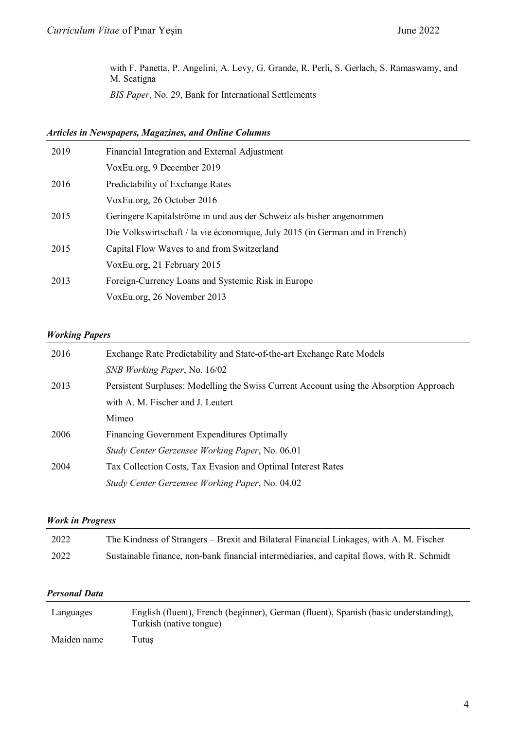with F. Panetta, P. Angelini, A. Levy, G. Grande, R. Perli, S. Gerlach, S. Ramaswamy, and M. Scatigna

*BIS Paper*, No. 29, Bank for International Settlements

### *Articles in Newspapers, Magazines, and Online Columns*

| | |
|---|---|
| 2019 | Financial Integration and External Adjustment<br>VoxEu.org, 9 December 2019 |
| 2016 | Predictability of Exchange Rates<br>VoxEu.org, 26 October 2016 |
| 2015 | Geringere Kapitalströme in und aus der Schweiz als bisher angenommen<br>Die Volkswirtschaft / la vie économique, July 2015 (in German and in French) |
| 2015 | Capital Flow Waves to and from Switzerland<br>VoxEu.org, 21 February 2015 |
| 2013 | Foreign-Currency Loans and Systemic Risk in Europe<br>VoxEu.org, 26 November 2013 |

### *Working Papers*

| | |
|---|---|
| 2016 | Exchange Rate Predictability and State-of-the-art Exchange Rate Models<br>*SNB Working Paper*, No. 16/02 |
| 2013 | Persistent Surpluses: Modelling the Swiss Current Account using the Absorption Approach<br>with A. M. Fischer and J. Leutert<br>Mimeo |
| 2006 | Financing Government Expenditures Optimally<br>*Study Center Gerzensee Working Paper*, No. 06.01 |
| 2004 | Tax Collection Costs, Tax Evasion and Optimal Interest Rates<br>*Study Center Gerzensee Working Paper*, No. 04.02 |

### *Work in Progress*

| | |
|---|---|
| 2022 | The Kindness of Strangers – Brexit and Bilateral Financial Linkages, with A. M. Fischer |
| 2022 | Sustainable finance, non-bank financial intermediaries, and capital flows, with R. Schmidt |

### *Personal Data*

| | |
|---|---|
| Languages | English (fluent), French (beginner), German (fluent), Spanish (basic understanding), Turkish (native tongue) |
| Maiden name | Tutuş |